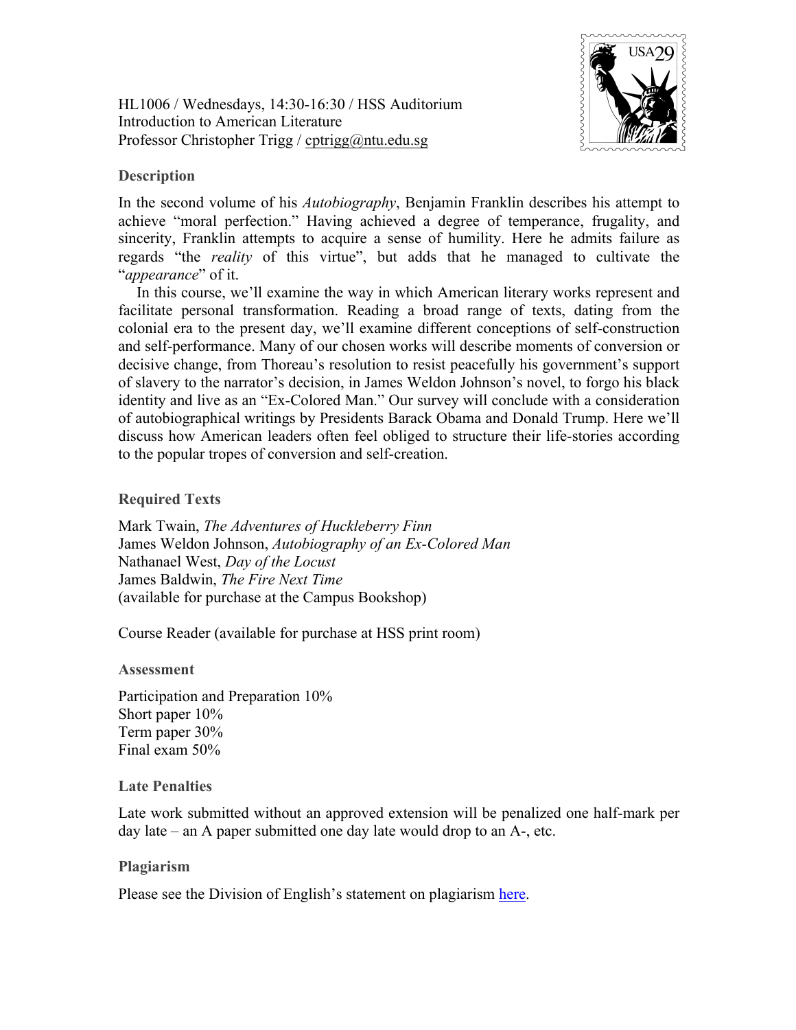HL1006 / Wednesdays, 14:30-16:30 / HSS Auditorium
Introduction to American Literature
Professor Christopher Trigg / cptrigg@ntu.edu.sg

## Description

In the second volume of his *Autobiography*, Benjamin Franklin describes his attempt to achieve "moral perfection." Having achieved a degree of temperance, frugality, and sincerity, Franklin attempts to acquire a sense of humility. Here he admits failure as regards "the *reality* of this virtue", but adds that he managed to cultivate the "*appearance*" of it.

In this course, we'll examine the way in which American literary works represent and facilitate personal transformation. Reading a broad range of texts, dating from the colonial era to the present day, we'll examine different conceptions of self-construction and self-performance. Many of our chosen works will describe moments of conversion or decisive change, from Thoreau's resolution to resist peacefully his government's support of slavery to the narrator's decision, in James Weldon Johnson's novel, to forgo his black identity and live as an "Ex-Colored Man." Our survey will conclude with a consideration of autobiographical writings by Presidents Barack Obama and Donald Trump. Here we'll discuss how American leaders often feel obliged to structure their life-stories according to the popular tropes of conversion and self-creation.

## Required Texts

Mark Twain, *The Adventures of Huckleberry Finn*
James Weldon Johnson, *Autobiography of an Ex-Colored Man*
Nathanael West, *Day of the Locust*
James Baldwin, *The Fire Next Time*
(available for purchase at the Campus Bookshop)

Course Reader (available for purchase at HSS print room)

## Assessment

Participation and Preparation 10%
Short paper 10%
Term paper 30%
Final exam 50%

## Late Penalties

Late work submitted without an approved extension will be penalized one half-mark per day late – an A paper submitted one day late would drop to an A-, etc.

## Plagiarism

Please see the Division of English's statement on plagiarism here.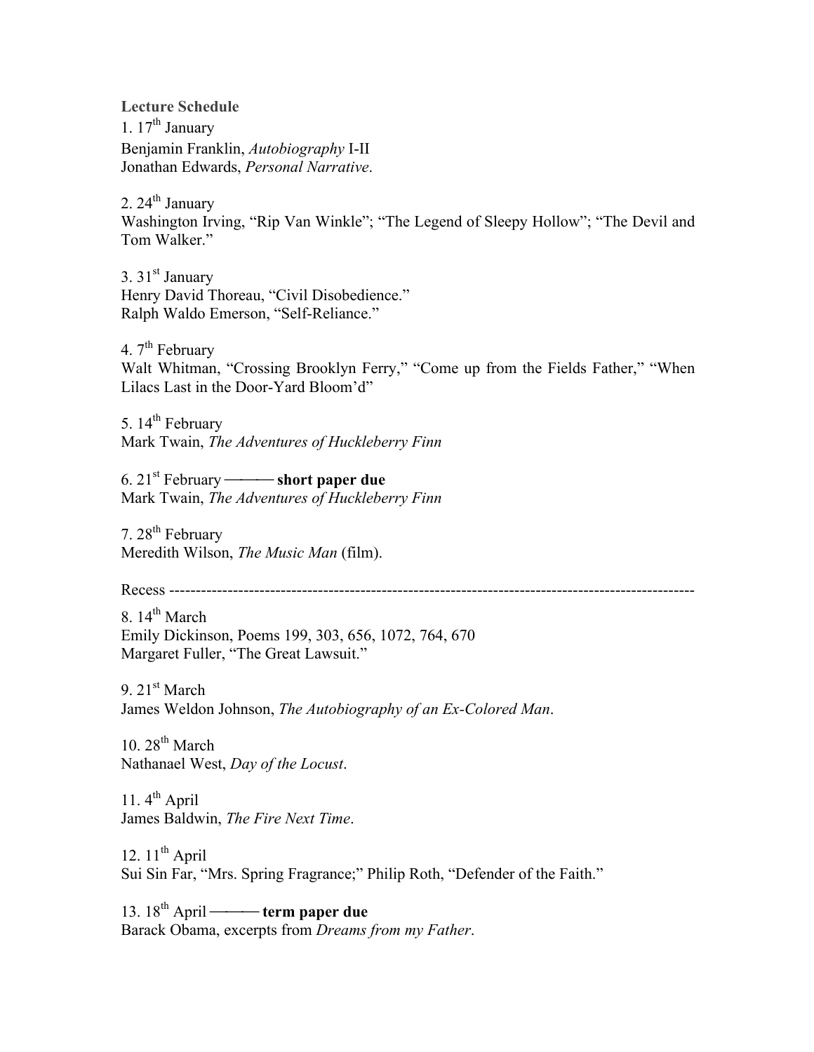**Lecture Schedule**

1. 17th January
Benjamin Franklin, *Autobiography* I-II
Jonathan Edwards, *Personal Narrative*.

2. 24th January
Washington Irving, "Rip Van Winkle"; "The Legend of Sleepy Hollow"; "The Devil and Tom Walker."

3. 31st January
Henry David Thoreau, "Civil Disobedience."
Ralph Waldo Emerson, "Self-Reliance."

4. 7th February
Walt Whitman, "Crossing Brooklyn Ferry," "Come up from the Fields Father," "When Lilacs Last in the Door-Yard Bloom'd"

5. 14th February
Mark Twain, *The Adventures of Huckleberry Finn*

6. 21st February ——— **short paper due**
Mark Twain, *The Adventures of Huckleberry Finn*

7. 28th February
Meredith Wilson, *The Music Man* (film).

Recess ---------------------------------------------------------------------------------------------------

8. 14th March
Emily Dickinson, Poems 199, 303, 656, 1072, 764, 670
Margaret Fuller, "The Great Lawsuit."

9. 21st March
James Weldon Johnson, *The Autobiography of an Ex-Colored Man*.

10. 28th March
Nathanael West, *Day of the Locust*.

11. 4th April
James Baldwin, *The Fire Next Time*.

12. 11th April
Sui Sin Far, "Mrs. Spring Fragrance;" Philip Roth, "Defender of the Faith."

13. 18th April ——— **term paper due**
Barack Obama, excerpts from *Dreams from my Father*.